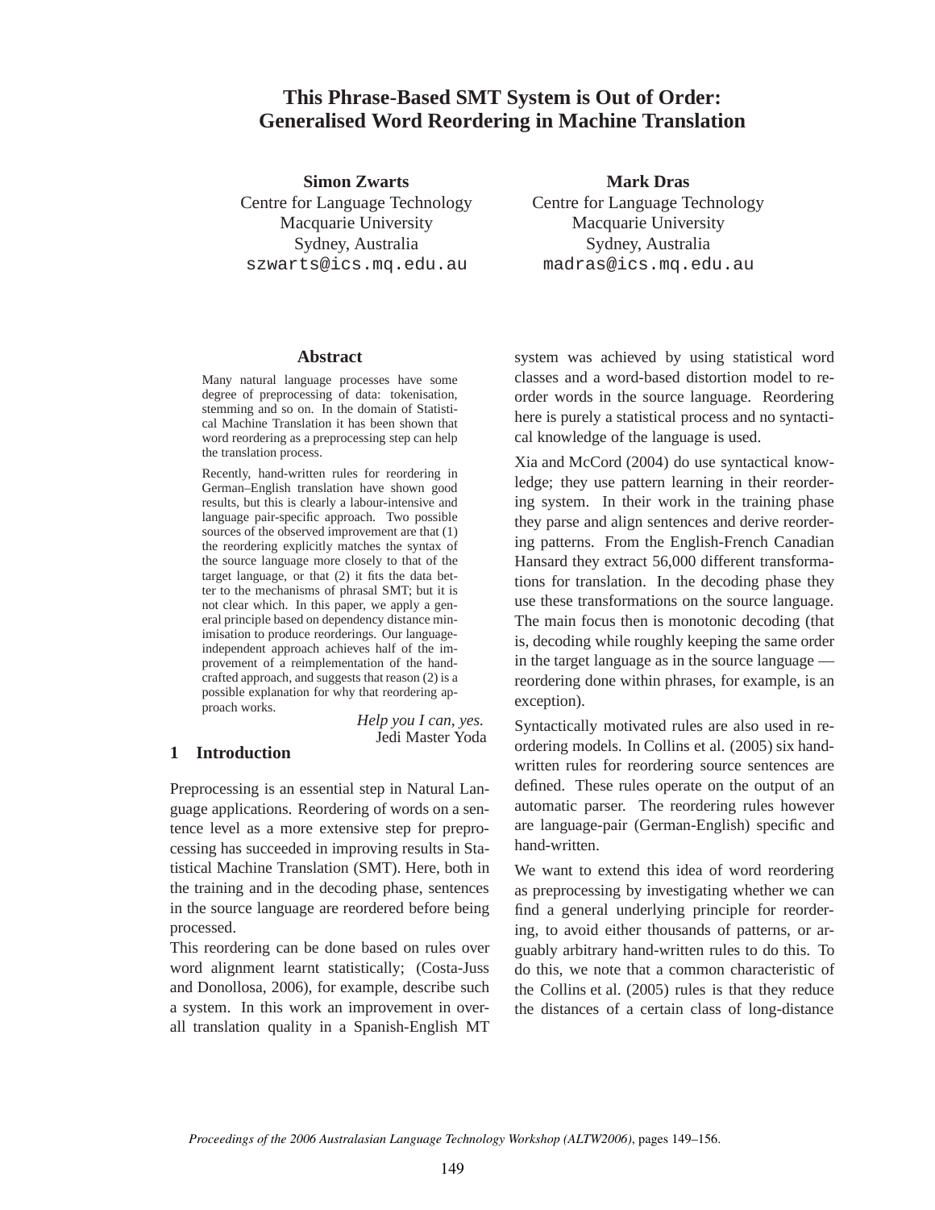# This Phrase-Based SMT System is Out of Order: Generalised Word Reordering in Machine Translation

**Simon Zwarts**
Centre for Language Technology
Macquarie University
Sydney, Australia
szwarts@ics.mq.edu.au

**Mark Dras**
Centre for Language Technology
Macquarie University
Sydney, Australia
madras@ics.mq.edu.au

## Abstract

Many natural language processes have some degree of preprocessing of data: tokenisation, stemming and so on. In the domain of Statistical Machine Translation it has been shown that word reordering as a preprocessing step can help the translation process.

Recently, hand-written rules for reordering in German–English translation have shown good results, but this is clearly a labour-intensive and language pair-specific approach. Two possible sources of the observed improvement are that (1) the reordering explicitly matches the syntax of the source language more closely to that of the target language, or that (2) it fits the data better to the mechanisms of phrasal SMT; but it is not clear which. In this paper, we apply a general principle based on dependency distance minimisation to produce reorderings. Our language-independent approach achieves half of the improvement of a reimplementation of the handcrafted approach, and suggests that reason (2) is a possible explanation for why that reordering approach works.

*Help you I can, yes.*
Jedi Master Yoda

## 1 Introduction

Preprocessing is an essential step in Natural Language applications. Reordering of words on a sentence level as a more extensive step for preprocessing has succeeded in improving results in Statistical Machine Translation (SMT). Here, both in the training and in the decoding phase, sentences in the source language are reordered before being processed.

This reordering can be done based on rules over word alignment learnt statistically; (Costa-Juss and Donollosa, 2006), for example, describe such a system. In this work an improvement in overall translation quality in a Spanish-English MT system was achieved by using statistical word classes and a word-based distortion model to reorder words in the source language. Reordering here is purely a statistical process and no syntactical knowledge of the language is used.

Xia and McCord (2004) do use syntactical knowledge; they use pattern learning in their reordering system. In their work in the training phase they parse and align sentences and derive reordering patterns. From the English-French Canadian Hansard they extract 56,000 different transformations for translation. In the decoding phase they use these transformations on the source language. The main focus then is monotonic decoding (that is, decoding while roughly keeping the same order in the target language as in the source language — reordering done within phrases, for example, is an exception).

Syntactically motivated rules are also used in reordering models. In Collins et al. (2005) six hand-written rules for reordering source sentences are defined. These rules operate on the output of an automatic parser. The reordering rules however are language-pair (German-English) specific and hand-written.

We want to extend this idea of word reordering as preprocessing by investigating whether we can find a general underlying principle for reordering, to avoid either thousands of patterns, or arguably arbitrary hand-written rules to do this. To do this, we note that a common characteristic of the Collins et al. (2005) rules is that they reduce the distances of a certain class of long-distance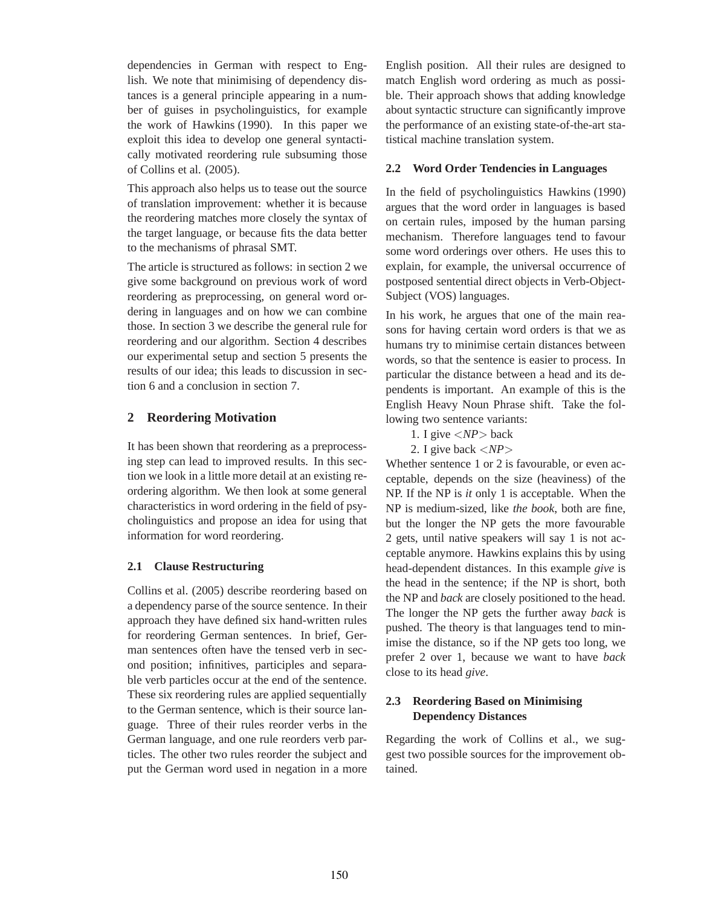dependencies in German with respect to English. We note that minimising of dependency distances is a general principle appearing in a number of guises in psycholinguistics, for example the work of Hawkins (1990). In this paper we exploit this idea to develop one general syntactically motivated reordering rule subsuming those of Collins et al. (2005).

This approach also helps us to tease out the source of translation improvement: whether it is because the reordering matches more closely the syntax of the target language, or because fits the data better to the mechanisms of phrasal SMT.

The article is structured as follows: in section 2 we give some background on previous work of word reordering as preprocessing, on general word ordering in languages and on how we can combine those. In section 3 we describe the general rule for reordering and our algorithm. Section 4 describes our experimental setup and section 5 presents the results of our idea; this leads to discussion in section 6 and a conclusion in section 7.

## 2 Reordering Motivation

It has been shown that reordering as a preprocessing step can lead to improved results. In this section we look in a little more detail at an existing reordering algorithm. We then look at some general characteristics in word ordering in the field of psycholinguistics and propose an idea for using that information for word reordering.

### 2.1 Clause Restructuring

Collins et al. (2005) describe reordering based on a dependency parse of the source sentence. In their approach they have defined six hand-written rules for reordering German sentences. In brief, German sentences often have the tensed verb in second position; infinitives, participles and separable verb particles occur at the end of the sentence. These six reordering rules are applied sequentially to the German sentence, which is their source language. Three of their rules reorder verbs in the German language, and one rule reorders verb particles. The other two rules reorder the subject and put the German word used in negation in a more English position. All their rules are designed to match English word ordering as much as possible. Their approach shows that adding knowledge about syntactic structure can significantly improve the performance of an existing state-of-the-art statistical machine translation system.

### 2.2 Word Order Tendencies in Languages

In the field of psycholinguistics Hawkins (1990) argues that the word order in languages is based on certain rules, imposed by the human parsing mechanism. Therefore languages tend to favour some word orderings over others. He uses this to explain, for example, the universal occurrence of postposed sentential direct objects in Verb-Object-Subject (VOS) languages.

In his work, he argues that one of the main reasons for having certain word orders is that we as humans try to minimise certain distances between words, so that the sentence is easier to process. In particular the distance between a head and its dependents is important. An example of this is the English Heavy Noun Phrase shift. Take the following two sentence variants:

1. I give <*NP*> back
2. I give back <*NP*>

Whether sentence 1 or 2 is favourable, or even acceptable, depends on the size (heaviness) of the NP. If the NP is *it* only 1 is acceptable. When the NP is medium-sized, like *the book*, both are fine, but the longer the NP gets the more favourable 2 gets, until native speakers will say 1 is not acceptable anymore. Hawkins explains this by using head-dependent distances. In this example *give* is the head in the sentence; if the NP is short, both the NP and *back* are closely positioned to the head. The longer the NP gets the further away *back* is pushed. The theory is that languages tend to minimise the distance, so if the NP gets too long, we prefer 2 over 1, because we want to have *back* close to its head *give*.

### 2.3 Reordering Based on Minimising Dependency Distances

Regarding the work of Collins et al., we suggest two possible sources for the improvement obtained.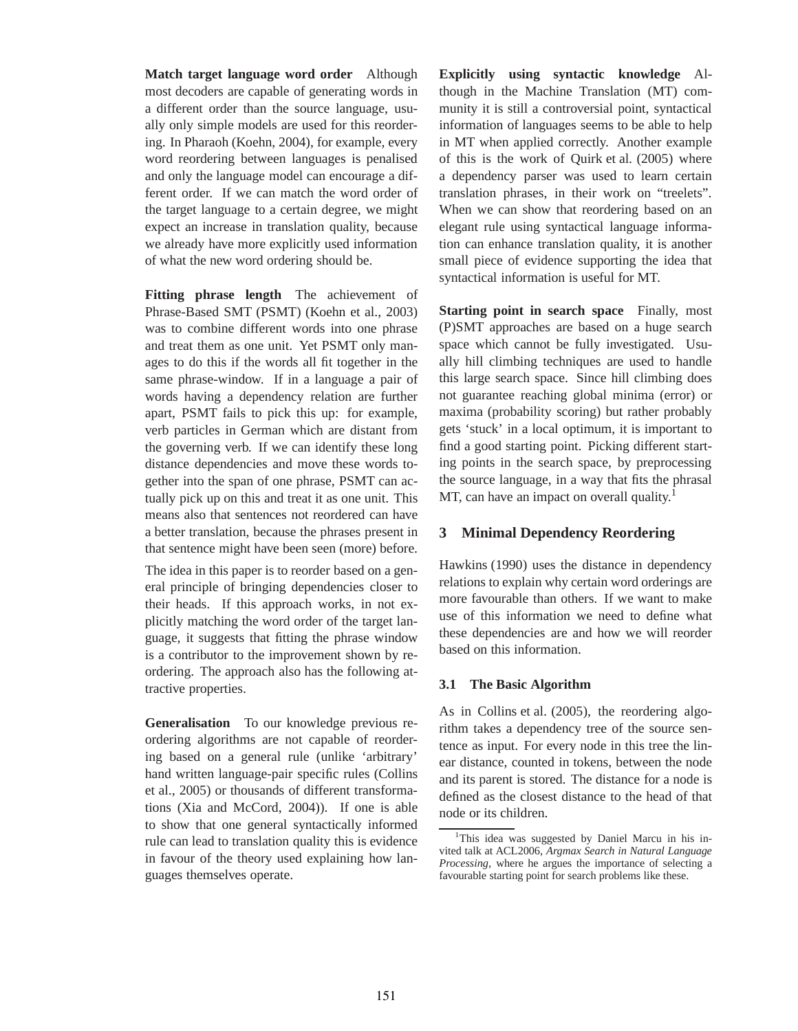**Match target language word order** Although most decoders are capable of generating words in a different order than the source language, usually only simple models are used for this reordering. In Pharaoh (Koehn, 2004), for example, every word reordering between languages is penalised and only the language model can encourage a different order. If we can match the word order of the target language to a certain degree, we might expect an increase in translation quality, because we already have more explicitly used information of what the new word ordering should be.

**Fitting phrase length** The achievement of Phrase-Based SMT (PSMT) (Koehn et al., 2003) was to combine different words into one phrase and treat them as one unit. Yet PSMT only manages to do this if the words all fit together in the same phrase-window. If in a language a pair of words having a dependency relation are further apart, PSMT fails to pick this up: for example, verb particles in German which are distant from the governing verb. If we can identify these long distance dependencies and move these words together into the span of one phrase, PSMT can actually pick up on this and treat it as one unit. This means also that sentences not reordered can have a better translation, because the phrases present in that sentence might have been seen (more) before.

The idea in this paper is to reorder based on a general principle of bringing dependencies closer to their heads. If this approach works, in not explicitly matching the word order of the target language, it suggests that fitting the phrase window is a contributor to the improvement shown by reordering. The approach also has the following attractive properties.

**Generalisation** To our knowledge previous reordering algorithms are not capable of reordering based on a general rule (unlike 'arbitrary' hand written language-pair specific rules (Collins et al., 2005) or thousands of different transformations (Xia and McCord, 2004)). If one is able to show that one general syntactically informed rule can lead to translation quality this is evidence in favour of the theory used explaining how languages themselves operate.

**Explicitly using syntactic knowledge** Although in the Machine Translation (MT) community it is still a controversial point, syntactical information of languages seems to be able to help in MT when applied correctly. Another example of this is the work of Quirk et al. (2005) where a dependency parser was used to learn certain translation phrases, in their work on "treelets". When we can show that reordering based on an elegant rule using syntactical language information can enhance translation quality, it is another small piece of evidence supporting the idea that syntactical information is useful for MT.

**Starting point in search space** Finally, most (P)SMT approaches are based on a huge search space which cannot be fully investigated. Usually hill climbing techniques are used to handle this large search space. Since hill climbing does not guarantee reaching global minima (error) or maxima (probability scoring) but rather probably gets 'stuck' in a local optimum, it is important to find a good starting point. Picking different starting points in the search space, by preprocessing the source language, in a way that fits the phrasal MT, can have an impact on overall quality.[1]

## 3 Minimal Dependency Reordering

Hawkins (1990) uses the distance in dependency relations to explain why certain word orderings are more favourable than others. If we want to make use of this information we need to define what these dependencies are and how we will reorder based on this information.

### 3.1 The Basic Algorithm

As in Collins et al. (2005), the reordering algorithm takes a dependency tree of the source sentence as input. For every node in this tree the linear distance, counted in tokens, between the node and its parent is stored. The distance for a node is defined as the closest distance to the head of that node or its children.

[1] This idea was suggested by Daniel Marcu in his invited talk at ACL2006, *Argmax Search in Natural Language Processing*, where he argues the importance of selecting a favourable starting point for search problems like these.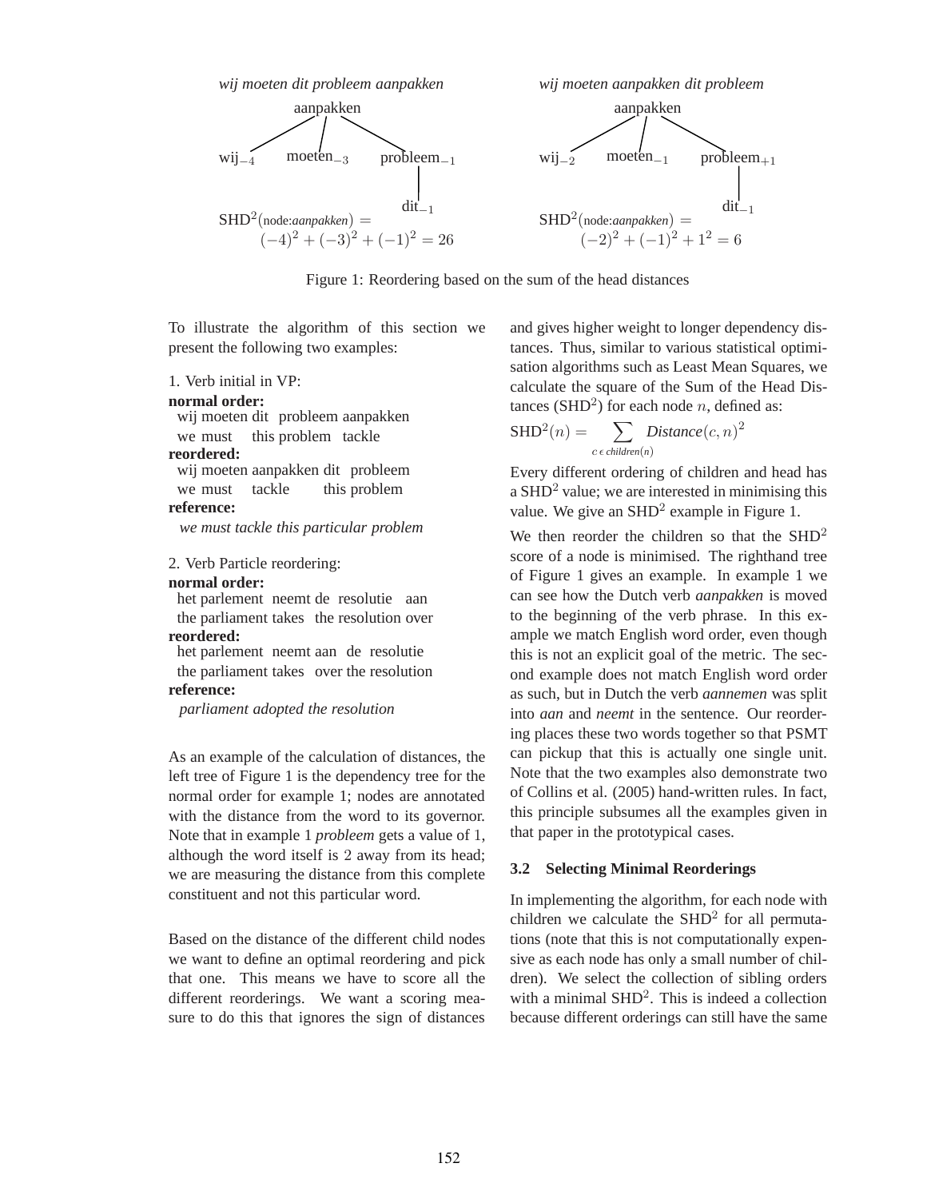*wij moeten dit probleem aanpakken*

aanpakken

$\text{wij}_{-4}$ $\text{moeten}_{-3}$ $\text{probleem}_{-1}$

$\text{dit}_{-1}$

$\text{SHD}^2(\text{node:}\textit{aanpakken}) = (-4)^2 + (-3)^2 + (-1)^2 = 26$

*wij moeten aanpakken dit probleem*

aanpakken

$\text{wij}_{-2}$ $\text{moeten}_{-1}$ $\text{probleem}_{+1}$

$\text{dit}_{-1}$

$\text{SHD}^2(\text{node:}\textit{aanpakken}) = (-2)^2 + (-1)^2 + 1^2 = 6$

Figure 1: Reordering based on the sum of the head distances

To illustrate the algorithm of this section we present the following two examples:

1. Verb initial in VP:

**normal order:**
wij moeten dit probleem aanpakken
we must this problem tackle

**reordered:**
wij moeten aanpakken dit probleem
we must tackle this problem

**reference:**
*we must tackle this particular problem*

2. Verb Particle reordering:

**normal order:**
het parlement neemt de resolutie aan
the parliament takes the resolution over

**reordered:**
het parlement neemt aan de resolutie
the parliament takes over the resolution

**reference:**
*parliament adopted the resolution*

As an example of the calculation of distances, the left tree of Figure 1 is the dependency tree for the normal order for example 1; nodes are annotated with the distance from the word to its governor. Note that in example 1 *probleem* gets a value of 1, although the word itself is 2 away from its head; we are measuring the distance from this complete constituent and not this particular word.

Based on the distance of the different child nodes we want to define an optimal reordering and pick that one. This means we have to score all the different reorderings. We want a scoring measure to do this that ignores the sign of distances and gives higher weight to longer dependency distances. Thus, similar to various statistical optimisation algorithms such as Least Mean Squares, we calculate the square of the Sum of the Head Distances ($\text{SHD}^2$) for each node $n$, defined as:

$$\text{SHD}^2(n) = \sum_{c \,\epsilon\, children(n)} \textit{Distance}(c, n)^2$$

Every different ordering of children and head has a $\text{SHD}^2$ value; we are interested in minimising this value. We give an $\text{SHD}^2$ example in Figure 1.

We then reorder the children so that the $\text{SHD}^2$ score of a node is minimised. The righthand tree of Figure 1 gives an example. In example 1 we can see how the Dutch verb *aanpakken* is moved to the beginning of the verb phrase. In this example we match English word order, even though this is not an explicit goal of the metric. The second example does not match English word order as such, but in Dutch the verb *aannemen* was split into *aan* and *neemt* in the sentence. Our reordering places these two words together so that PSMT can pickup that this is actually one single unit. Note that the two examples also demonstrate two of Collins et al. (2005) hand-written rules. In fact, this principle subsumes all the examples given in that paper in the prototypical cases.

### 3.2 Selecting Minimal Reorderings

In implementing the algorithm, for each node with children we calculate the $\text{SHD}^2$ for all permutations (note that this is not computationally expensive as each node has only a small number of children). We select the collection of sibling orders with a minimal $\text{SHD}^2$. This is indeed a collection because different orderings can still have the same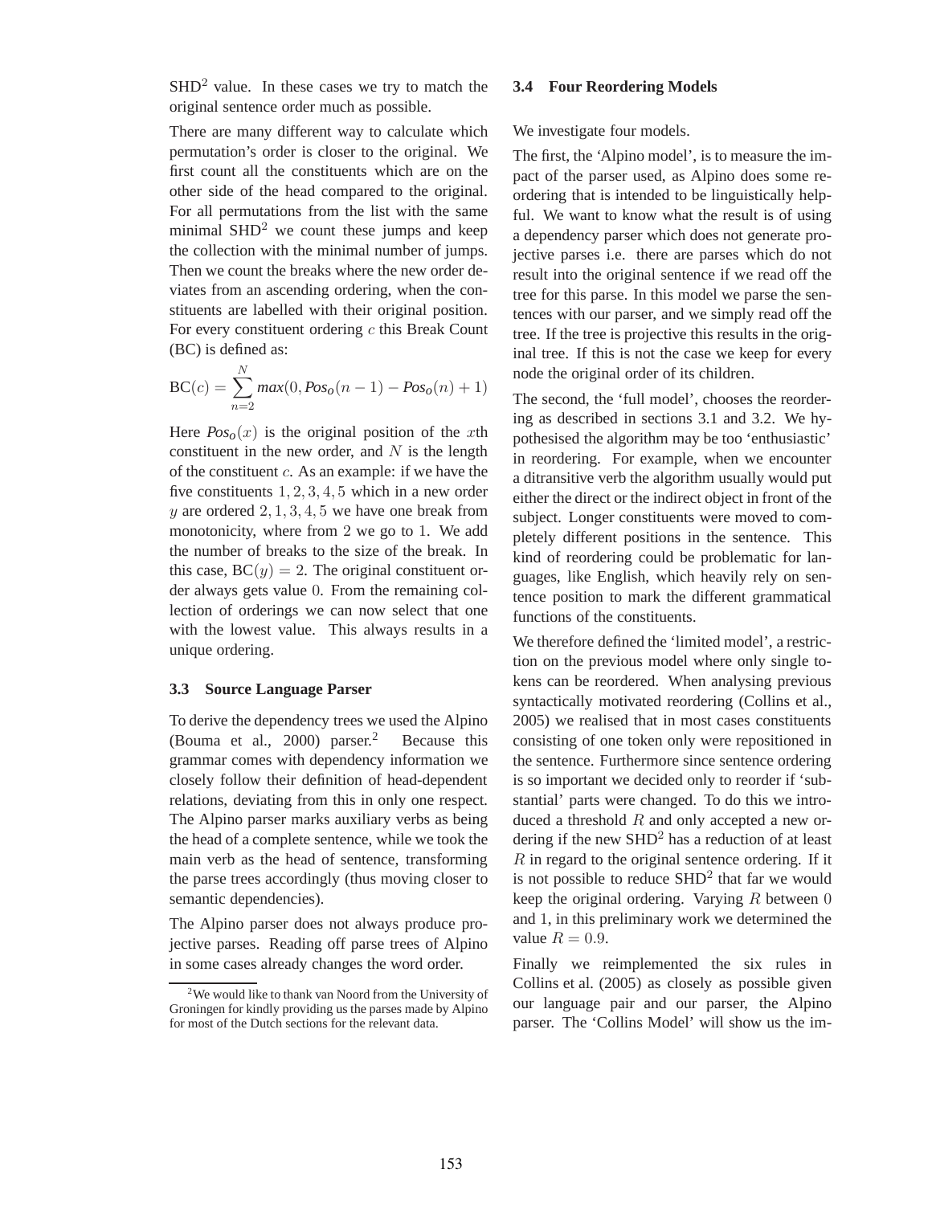SHD$^2$ value. In these cases we try to match the original sentence order much as possible.

There are many different way to calculate which permutation's order is closer to the original. We first count all the constituents which are on the other side of the head compared to the original. For all permutations from the list with the same minimal SHD$^2$ we count these jumps and keep the collection with the minimal number of jumps. Then we count the breaks where the new order deviates from an ascending ordering, when the constituents are labelled with their original position. For every constituent ordering $c$ this Break Count (BC) is defined as:

$$\mathrm{BC}(c) = \sum_{n=2}^{N} \mathit{max}(0, \mathit{Pos_o}(n-1) - \mathit{Pos_o}(n) + 1)$$

Here $\mathit{Pos_o}(x)$ is the original position of the $x$th constituent in the new order, and $N$ is the length of the constituent $c$. As an example: if we have the five constituents $1, 2, 3, 4, 5$ which in a new order $y$ are ordered $2, 1, 3, 4, 5$ we have one break from monotonicity, where from $2$ we go to $1$. We add the number of breaks to the size of the break. In this case, $\mathrm{BC}(y) = 2$. The original constituent order always gets value $0$. From the remaining collection of orderings we can now select that one with the lowest value. This always results in a unique ordering.

### 3.3 Source Language Parser

To derive the dependency trees we used the Alpino (Bouma et al., 2000) parser.[2] Because this grammar comes with dependency information we closely follow their definition of head-dependent relations, deviating from this in only one respect. The Alpino parser marks auxiliary verbs as being the head of a complete sentence, while we took the main verb as the head of sentence, transforming the parse trees accordingly (thus moving closer to semantic dependencies).

The Alpino parser does not always produce projective parses. Reading off parse trees of Alpino in some cases already changes the word order.

[2] We would like to thank van Noord from the University of Groningen for kindly providing us the parses made by Alpino for most of the Dutch sections for the relevant data.

### 3.4 Four Reordering Models

We investigate four models.

The first, the 'Alpino model', is to measure the impact of the parser used, as Alpino does some reordering that is intended to be linguistically helpful. We want to know what the result is of using a dependency parser which does not generate projective parses i.e. there are parses which do not result into the original sentence if we read off the tree for this parse. In this model we parse the sentences with our parser, and we simply read off the tree. If the tree is projective this results in the original tree. If this is not the case we keep for every node the original order of its children.

The second, the 'full model', chooses the reordering as described in sections 3.1 and 3.2. We hypothesised the algorithm may be too 'enthusiastic' in reordering. For example, when we encounter a ditransitive verb the algorithm usually would put either the direct or the indirect object in front of the subject. Longer constituents were moved to completely different positions in the sentence. This kind of reordering could be problematic for languages, like English, which heavily rely on sentence position to mark the different grammatical functions of the constituents.

We therefore defined the 'limited model', a restriction on the previous model where only single tokens can be reordered. When analysing previous syntactically motivated reordering (Collins et al., 2005) we realised that in most cases constituents consisting of one token only were repositioned in the sentence. Furthermore since sentence ordering is so important we decided only to reorder if 'substantial' parts were changed. To do this we introduced a threshold $R$ and only accepted a new ordering if the new SHD$^2$ has a reduction of at least $R$ in regard to the original sentence ordering. If it is not possible to reduce SHD$^2$ that far we would keep the original ordering. Varying $R$ between $0$ and $1$, in this preliminary work we determined the value $R = 0.9$.

Finally we reimplemented the six rules in Collins et al. (2005) as closely as possible given our language pair and our parser, the Alpino parser. The 'Collins Model' will show us the im-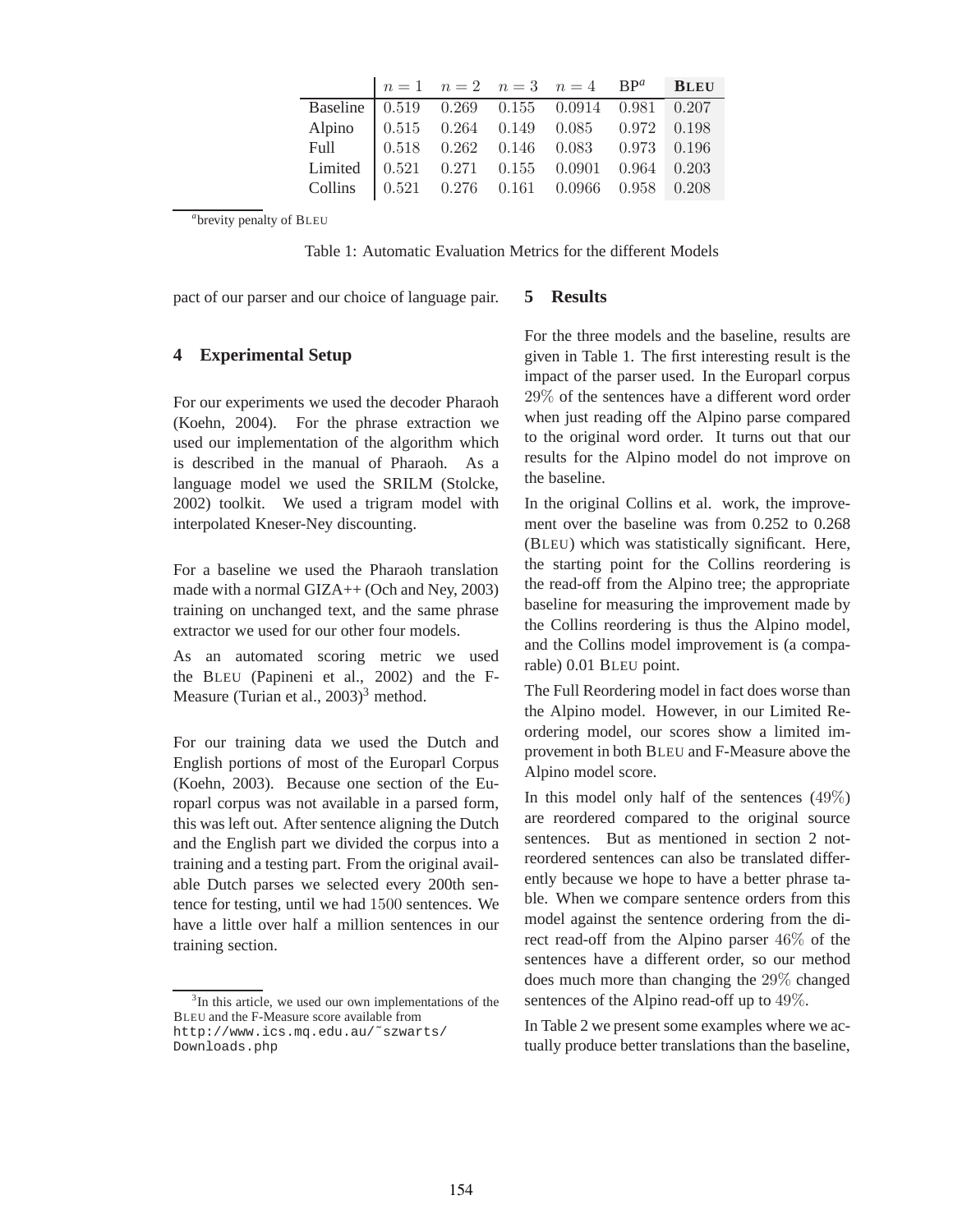| | $n = 1$ | $n = 2$ | $n = 3$ | $n = 4$ | BP[a] | **BLEU** |
|---|---|---|---|---|---|---|
| Baseline | 0.519 | 0.269 | 0.155 | 0.0914 | 0.981 | 0.207 |
| Alpino | 0.515 | 0.264 | 0.149 | 0.085 | 0.972 | 0.198 |
| Full | 0.518 | 0.262 | 0.146 | 0.083 | 0.973 | 0.196 |
| Limited | 0.521 | 0.271 | 0.155 | 0.0901 | 0.964 | 0.203 |
| Collins | 0.521 | 0.276 | 0.161 | 0.0966 | 0.958 | 0.208 |

[a]brevity penalty of BLEU

Table 1: Automatic Evaluation Metrics for the different Models

pact of our parser and our choice of language pair.

## 4 Experimental Setup

For our experiments we used the decoder Pharaoh (Koehn, 2004). For the phrase extraction we used our implementation of the algorithm which is described in the manual of Pharaoh. As a language model we used the SRILM (Stolcke, 2002) toolkit. We used a trigram model with interpolated Kneser-Ney discounting.

For a baseline we used the Pharaoh translation made with a normal GIZA++ (Och and Ney, 2003) training on unchanged text, and the same phrase extractor we used for our other four models.

As an automated scoring metric we used the BLEU (Papineni et al., 2002) and the F-Measure (Turian et al., 2003)[3] method.

For our training data we used the Dutch and English portions of most of the Europarl Corpus (Koehn, 2003). Because one section of the Europarl corpus was not available in a parsed form, this was left out. After sentence aligning the Dutch and the English part we divided the corpus into a training and a testing part. From the original available Dutch parses we selected every 200th sentence for testing, until we had 1500 sentences. We have a little over half a million sentences in our training section.

[3]In this article, we used our own implementations of the BLEU and the F-Measure score available from http://www.ics.mq.edu.au/~szwarts/Downloads.php

## 5 Results

For the three models and the baseline, results are given in Table 1. The first interesting result is the impact of the parser used. In the Europarl corpus 29% of the sentences have a different word order when just reading off the Alpino parse compared to the original word order. It turns out that our results for the Alpino model do not improve on the baseline.

In the original Collins et al. work, the improvement over the baseline was from 0.252 to 0.268 (BLEU) which was statistically significant. Here, the starting point for the Collins reordering is the read-off from the Alpino tree; the appropriate baseline for measuring the improvement made by the Collins reordering is thus the Alpino model, and the Collins model improvement is (a comparable) 0.01 BLEU point.

The Full Reordering model in fact does worse than the Alpino model. However, in our Limited Reordering model, our scores show a limited improvement in both BLEU and F-Measure above the Alpino model score.

In this model only half of the sentences (49%) are reordered compared to the original source sentences. But as mentioned in section 2 not-reordered sentences can also be translated differently because we hope to have a better phrase table. When we compare sentence orders from this model against the sentence ordering from the direct read-off from the Alpino parser 46% of the sentences have a different order, so our method does much more than changing the 29% changed sentences of the Alpino read-off up to 49%.

In Table 2 we present some examples where we actually produce better translations than the baseline,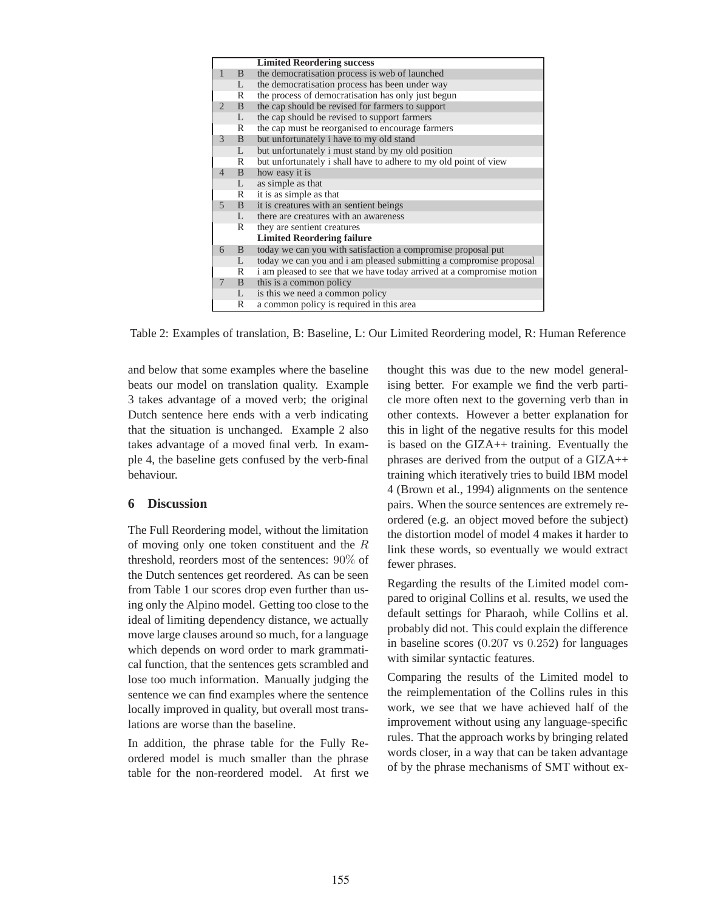| | | Limited Reordering success |
|---|---|---|
| 1 | B | the democratisation process is web of launched |
| | L | the democratisation process has been under way |
| | R | the process of democratisation has only just begun |
| 2 | B | the cap should be revised for farmers to support |
| | L | the cap should be revised to support farmers |
| | R | the cap must be reorganised to encourage farmers |
| 3 | B | but unfortunately i have to my old stand |
| | L | but unfortunately i must stand by my old position |
| | R | but unfortunately i shall have to adhere to my old point of view |
| 4 | B | how easy it is |
| | L | as simple as that |
| | R | it is as simple as that |
| 5 | B | it is creatures with an sentient beings |
| | L | there are creatures with an awareness |
| | R | they are sentient creatures |
| | | **Limited Reordering failure** |
| 6 | B | today we can you with satisfaction a compromise proposal put |
| | L | today we can you and i am pleased submitting a compromise proposal |
| | R | i am pleased to see that we have today arrived at a compromise motion |
| 7 | B | this is a common policy |
| | L | is this we need a common policy |
| | R | a common policy is required in this area |

Table 2: Examples of translation, B: Baseline, L: Our Limited Reordering model, R: Human Reference

and below that some examples where the baseline beats our model on translation quality. Example 3 takes advantage of a moved verb; the original Dutch sentence here ends with a verb indicating that the situation is unchanged. Example 2 also takes advantage of a moved final verb. In example 4, the baseline gets confused by the verb-final behaviour.

## 6 Discussion

The Full Reordering model, without the limitation of moving only one token constituent and the $R$ threshold, reorders most of the sentences: $90\%$ of the Dutch sentences get reordered. As can be seen from Table 1 our scores drop even further than using only the Alpino model. Getting too close to the ideal of limiting dependency distance, we actually move large clauses around so much, for a language which depends on word order to mark grammatical function, that the sentences gets scrambled and lose too much information. Manually judging the sentence we can find examples where the sentence locally improved in quality, but overall most translations are worse than the baseline.

In addition, the phrase table for the Fully Reordered model is much smaller than the phrase table for the non-reordered model. At first we thought this was due to the new model generalising better. For example we find the verb particle more often next to the governing verb than in other contexts. However a better explanation for this in light of the negative results for this model is based on the GIZA++ training. Eventually the phrases are derived from the output of a GIZA++ training which iteratively tries to build IBM model 4 (Brown et al., 1994) alignments on the sentence pairs. When the source sentences are extremely reordered (e.g. an object moved before the subject) the distortion model of model 4 makes it harder to link these words, so eventually we would extract fewer phrases.

Regarding the results of the Limited model compared to original Collins et al. results, we used the default settings for Pharaoh, while Collins et al. probably did not. This could explain the difference in baseline scores ($0.207$ vs $0.252$) for languages with similar syntactic features.

Comparing the results of the Limited model to the reimplementation of the Collins rules in this work, we see that we have achieved half of the improvement without using any language-specific rules. That the approach works by bringing related words closer, in a way that can be taken advantage of by the phrase mechanisms of SMT without ex-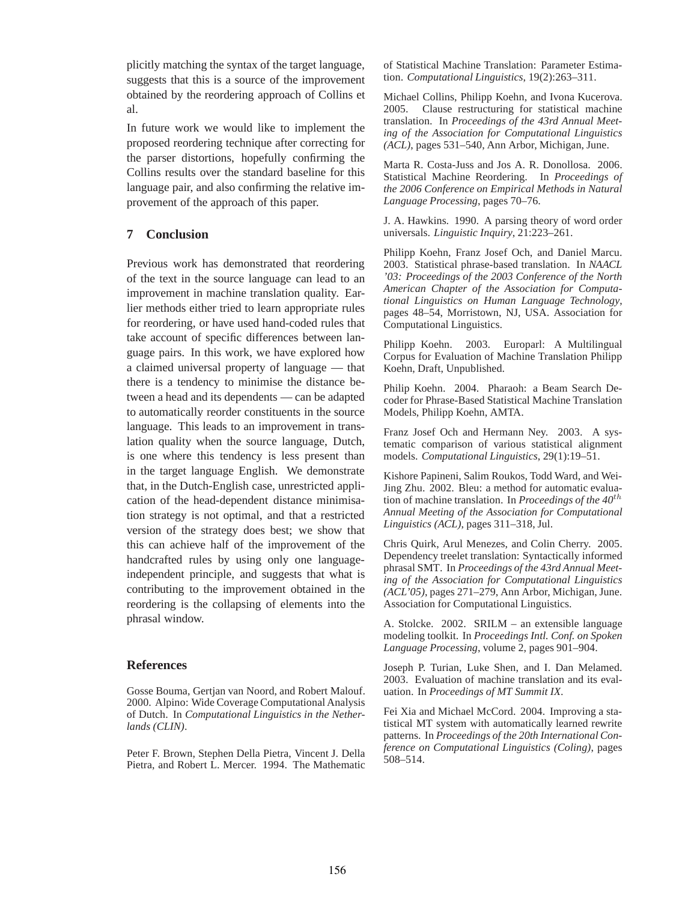plicitly matching the syntax of the target language, suggests that this is a source of the improvement obtained by the reordering approach of Collins et al.

In future work we would like to implement the proposed reordering technique after correcting for the parser distortions, hopefully confirming the Collins results over the standard baseline for this language pair, and also confirming the relative improvement of the approach of this paper.

## 7 Conclusion

Previous work has demonstrated that reordering of the text in the source language can lead to an improvement in machine translation quality. Earlier methods either tried to learn appropriate rules for reordering, or have used hand-coded rules that take account of specific differences between language pairs. In this work, we have explored how a claimed universal property of language — that there is a tendency to minimise the distance between a head and its dependents — can be adapted to automatically reorder constituents in the source language. This leads to an improvement in translation quality when the source language, Dutch, is one where this tendency is less present than in the target language English. We demonstrate that, in the Dutch-English case, unrestricted application of the head-dependent distance minimisation strategy is not optimal, and that a restricted version of the strategy does best; we show that this can achieve half of the improvement of the handcrafted rules by using only one language-independent principle, and suggests that what is contributing to the improvement obtained in the reordering is the collapsing of elements into the phrasal window.

## References

Gosse Bouma, Gertjan van Noord, and Robert Malouf. 2000. Alpino: Wide Coverage Computational Analysis of Dutch. In *Computational Linguistics in the Netherlands (CLIN)*.

Peter F. Brown, Stephen Della Pietra, Vincent J. Della Pietra, and Robert L. Mercer. 1994. The Mathematic of Statistical Machine Translation: Parameter Estimation. *Computational Linguistics*, 19(2):263–311.

Michael Collins, Philipp Koehn, and Ivona Kucerova. 2005. Clause restructuring for statistical machine translation. In *Proceedings of the 43rd Annual Meeting of the Association for Computational Linguistics (ACL)*, pages 531–540, Ann Arbor, Michigan, June.

Marta R. Costa-Juss and Jos A. R. Donollosa. 2006. Statistical Machine Reordering. In *Proceedings of the 2006 Conference on Empirical Methods in Natural Language Processing*, pages 70–76.

J. A. Hawkins. 1990. A parsing theory of word order universals. *Linguistic Inquiry*, 21:223–261.

Philipp Koehn, Franz Josef Och, and Daniel Marcu. 2003. Statistical phrase-based translation. In *NAACL '03: Proceedings of the 2003 Conference of the North American Chapter of the Association for Computational Linguistics on Human Language Technology*, pages 48–54, Morristown, NJ, USA. Association for Computational Linguistics.

Philipp Koehn. 2003. Europarl: A Multilingual Corpus for Evaluation of Machine Translation Philipp Koehn, Draft, Unpublished.

Philip Koehn. 2004. Pharaoh: a Beam Search Decoder for Phrase-Based Statistical Machine Translation Models, Philipp Koehn, AMTA.

Franz Josef Och and Hermann Ney. 2003. A systematic comparison of various statistical alignment models. *Computational Linguistics*, 29(1):19–51.

Kishore Papineni, Salim Roukos, Todd Ward, and Wei-Jing Zhu. 2002. Bleu: a method for automatic evaluation of machine translation. In *Proceedings of the 40$^{th}$ Annual Meeting of the Association for Computational Linguistics (ACL)*, pages 311–318, Jul.

Chris Quirk, Arul Menezes, and Colin Cherry. 2005. Dependency treelet translation: Syntactically informed phrasal SMT. In *Proceedings of the 43rd Annual Meeting of the Association for Computational Linguistics (ACL'05)*, pages 271–279, Ann Arbor, Michigan, June. Association for Computational Linguistics.

A. Stolcke. 2002. SRILM – an extensible language modeling toolkit. In *Proceedings Intl. Conf. on Spoken Language Processing*, volume 2, pages 901–904.

Joseph P. Turian, Luke Shen, and I. Dan Melamed. 2003. Evaluation of machine translation and its evaluation. In *Proceedings of MT Summit IX*.

Fei Xia and Michael McCord. 2004. Improving a statistical MT system with automatically learned rewrite patterns. In *Proceedings of the 20th International Conference on Computational Linguistics (Coling)*, pages 508–514.